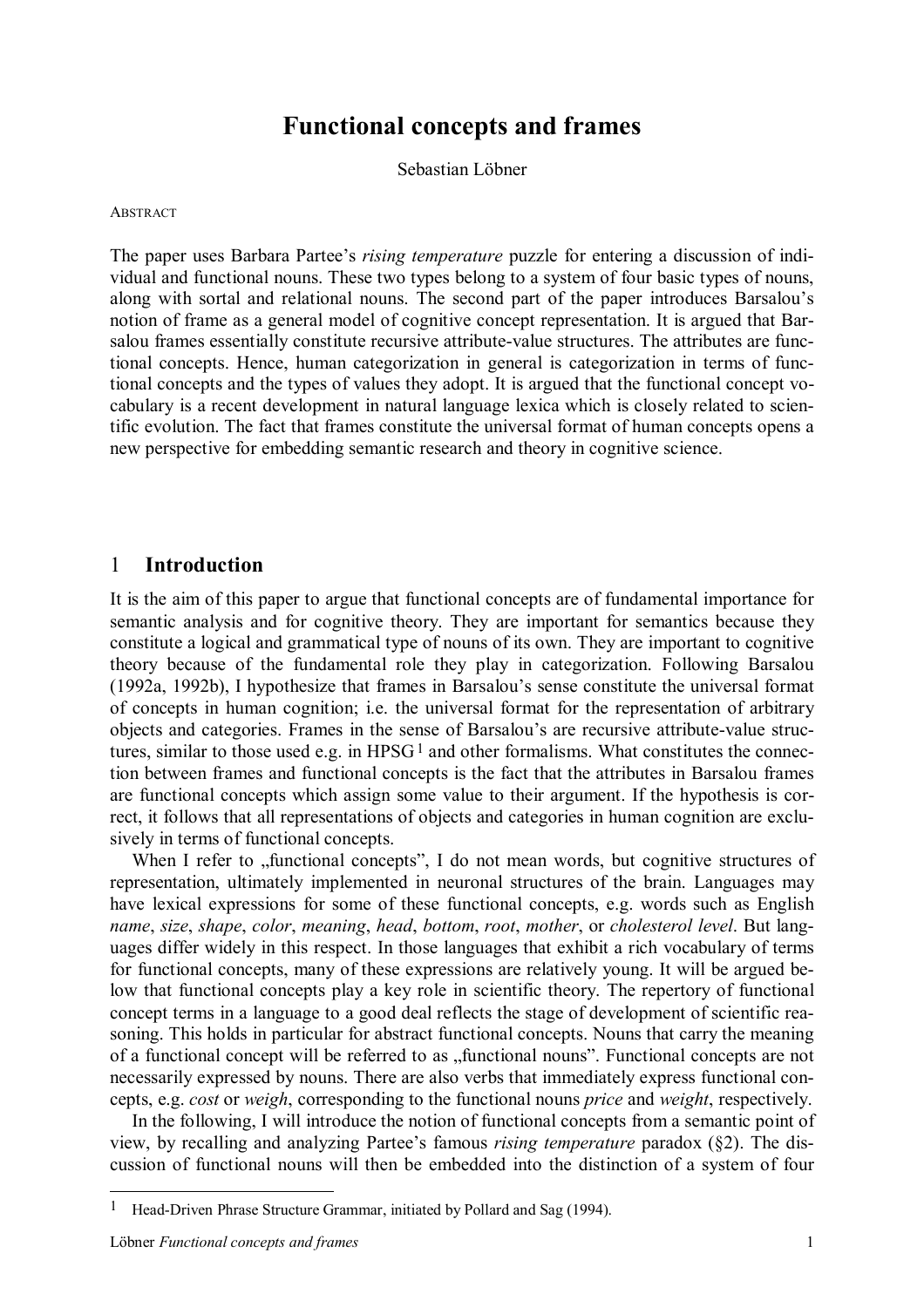# Functional concepts and frames

Sebastian Löbner

ABSTRACT

The paper uses Barbara Partee's *rising temperature* puzzle for entering a discussion of individual and functional nouns. These two types belong to a system of four basic types of nouns, along with sortal and relational nouns. The second part of the paper introduces Barsalou's notion of frame as a general model of cognitive concept representation. It is argued that Barsalou frames essentially constitute recursive attribute-value structures. The attributes are functional concepts. Hence, human categorization in general is categorization in terms of functional concepts and the types of values they adopt. It is argued that the functional concept vocabulary is a recent development in natural language lexica which is closely related to scientific evolution. The fact that frames constitute the universal format of human concepts opens a new perspective for embedding semantic research and theory in cognitive science.

## 1 Introduction

It is the aim of this paper to argue that functional concepts are of fundamental importance for semantic analysis and for cognitive theory. They are important for semantics because they constitute a logical and grammatical type of nouns of its own. They are important to cognitive theory because of the fundamental role they play in categorization. Following Barsalou (1992a, 1992b), I hypothesize that frames in Barsalou's sense constitute the universal format of concepts in human cognition; i.e. the universal format for the representation of arbitrary objects and categories. Frames in the sense of Barsalou's are recursive attribute-value structures, similar to those used e.g. in HPSG [1] and other formalisms. What constitutes the connection between frames and functional concepts is the fact that the attributes in Barsalou frames are functional concepts which assign some value to their argument. If the hypothesis is correct, it follows that all representations of objects and categories in human cognition are exclusively in terms of functional concepts.

When I refer to „functional concepts", I do not mean words, but cognitive structures of representation, ultimately implemented in neuronal structures of the brain. Languages may have lexical expressions for some of these functional concepts, e.g. words such as English *name*, *size*, *shape*, *color*, *meaning*, *head*, *bottom*, *root*, *mother*, or *cholesterol level*. But languages differ widely in this respect. In those languages that exhibit a rich vocabulary of terms for functional concepts, many of these expressions are relatively young. It will be argued below that functional concepts play a key role in scientific theory. The repertory of functional concept terms in a language to a good deal reflects the stage of development of scientific reasoning. This holds in particular for abstract functional concepts. Nouns that carry the meaning of a functional concept will be referred to as „functional nouns". Functional concepts are not necessarily expressed by nouns. There are also verbs that immediately express functional concepts, e.g. *cost* or *weigh*, corresponding to the functional nouns *price* and *weight*, respectively.

In the following, I will introduce the notion of functional concepts from a semantic point of view, by recalling and analyzing Partee's famous *rising temperature* paradox (§2). The discussion of functional nouns will then be embedded into the distinction of a system of four

[1] Head-Driven Phrase Structure Grammar, initiated by Pollard and Sag (1994).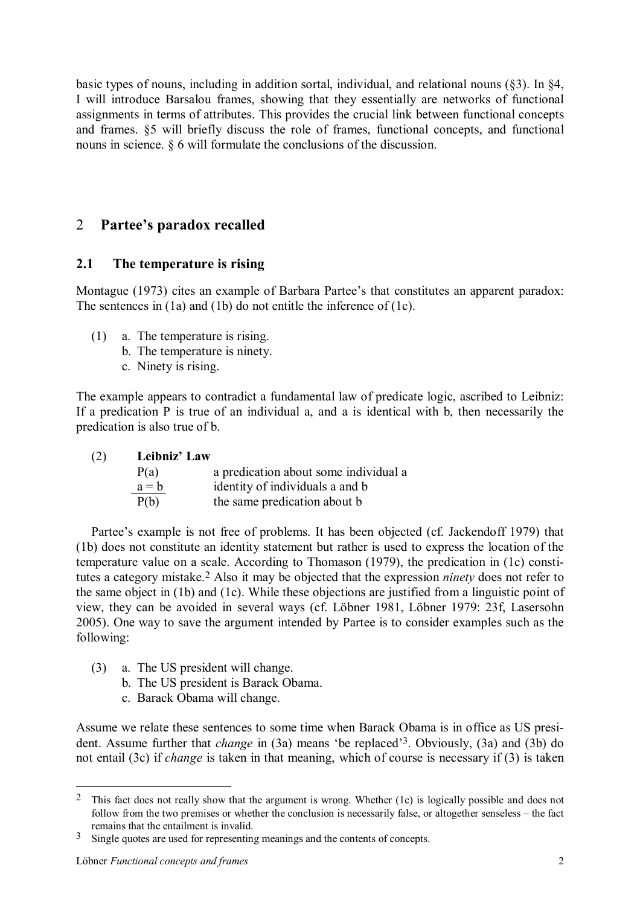basic types of nouns, including in addition sortal, individual, and relational nouns (§3). In §4, I will introduce Barsalou frames, showing that they essentially are networks of functional assignments in terms of attributes. This provides the crucial link between functional concepts and frames. §5 will briefly discuss the role of frames, functional concepts, and functional nouns in science. § 6 will formulate the conclusions of the discussion.

## 2 Partee's paradox recalled

### 2.1 The temperature is rising

Montague (1973) cites an example of Barbara Partee's that constitutes an apparent paradox: The sentences in (1a) and (1b) do not entitle the inference of (1c).

(1) a. The temperature is rising.
    b. The temperature is ninety.
    c. Ninety is rising.

The example appears to contradict a fundamental law of predicate logic, ascribed to Leibniz: If a predication P is true of an individual a, and a is identical with b, then necessarily the predication is also true of b.

(2) **Leibniz' Law**

| | |
|---|---|
| P(a) | a predication about some individual a |
| a = b | identity of individuals a and b |
| P(b) | the same predication about b |

Partee's example is not free of problems. It has been objected (cf. Jackendoff 1979) that (1b) does not constitute an identity statement but rather is used to express the location of the temperature value on a scale. According to Thomason (1979), the predication in (1c) constitutes a category mistake.[2] Also it may be objected that the expression *ninety* does not refer to the same object in (1b) and (1c). While these objections are justified from a linguistic point of view, they can be avoided in several ways (cf. Löbner 1981, Löbner 1979: 23f, Lasersohn 2005). One way to save the argument intended by Partee is to consider examples such as the following:

(3) a. The US president will change.
    b. The US president is Barack Obama.
    c. Barack Obama will change.

Assume we relate these sentences to some time when Barack Obama is in office as US president. Assume further that *change* in (3a) means 'be replaced'[3]. Obviously, (3a) and (3b) do not entail (3c) if *change* is taken in that meaning, which of course is necessary if (3) is taken

---

[2] This fact does not really show that the argument is wrong. Whether (1c) is logically possible and does not follow from the two premises or whether the conclusion is necessarily false, or altogether senseless – the fact remains that the entailment is invalid.

[3] Single quotes are used for representing meanings and the contents of concepts.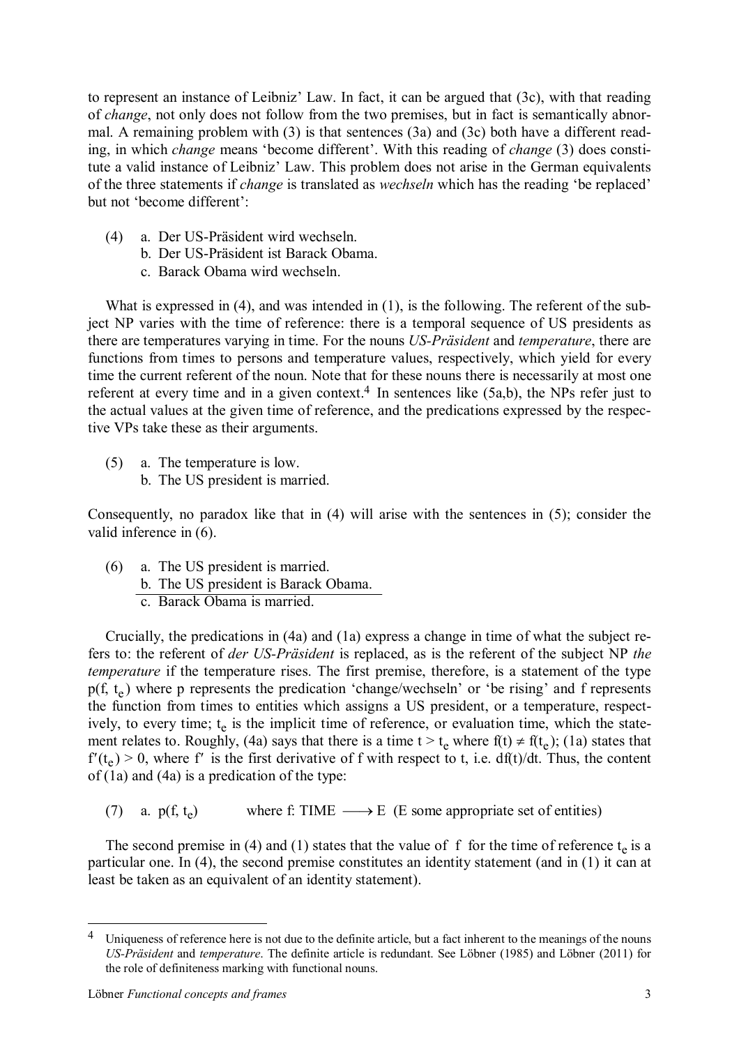to represent an instance of Leibniz' Law. In fact, it can be argued that (3c), with that reading of *change*, not only does not follow from the two premises, but in fact is semantically abnormal. A remaining problem with (3) is that sentences (3a) and (3c) both have a different reading, in which *change* means 'become different'. With this reading of *change* (3) does constitute a valid instance of Leibniz' Law. This problem does not arise in the German equivalents of the three statements if *change* is translated as *wechseln* which has the reading 'be replaced' but not 'become different':

(4) a. Der US-Präsident wird wechseln.
  b. Der US-Präsident ist Barack Obama.
  c. Barack Obama wird wechseln.

What is expressed in (4), and was intended in (1), is the following. The referent of the subject NP varies with the time of reference: there is a temporal sequence of US presidents as there are temperatures varying in time. For the nouns *US-Präsident* and *temperature*, there are functions from times to persons and temperature values, respectively, which yield for every time the current referent of the noun. Note that for these nouns there is necessarily at most one referent at every time and in a given context.[4] In sentences like (5a,b), the NPs refer just to the actual values at the given time of reference, and the predications expressed by the respective VPs take these as their arguments.

(5) a. The temperature is low.
  b. The US president is married.

Consequently, no paradox like that in (4) will arise with the sentences in (5); consider the valid inference in (6).

(6) a. The US president is married.
  b. The US president is Barack Obama.
  ________________________________
  c. Barack Obama is married.

Crucially, the predications in (4a) and (1a) express a change in time of what the subject refers to: the referent of *der US-Präsident* is replaced, as is the referent of the subject NP *the temperature* if the temperature rises. The first premise, therefore, is a statement of the type $p(f, t_e)$ where p represents the predication 'change/wechseln' or 'be rising' and f represents the function from times to entities which assigns a US president, or a temperature, respectively, to every time; $t_e$ is the implicit time of reference, or evaluation time, which the statement relates to. Roughly, (4a) says that there is a time $t > t_e$ where $f(t) \neq f(t_e)$; (1a) states that $f'(t_e) > 0$, where $f'$ is the first derivative of f with respect to t, i.e. $df(t)/dt$. Thus, the content of (1a) and (4a) is a predication of the type:

(7) a. $p(f, t_e)$   where $f\colon \text{TIME} \longrightarrow E$ (E some appropriate set of entities)

The second premise in (4) and (1) states that the value of f for the time of reference $t_e$ is a particular one. In (4), the second premise constitutes an identity statement (and in (1) it can at least be taken as an equivalent of an identity statement).

---

[4] Uniqueness of reference here is not due to the definite article, but a fact inherent to the meanings of the nouns *US-Präsident* and *temperature*. The definite article is redundant. See Löbner (1985) and Löbner (2011) for the role of definiteness marking with functional nouns.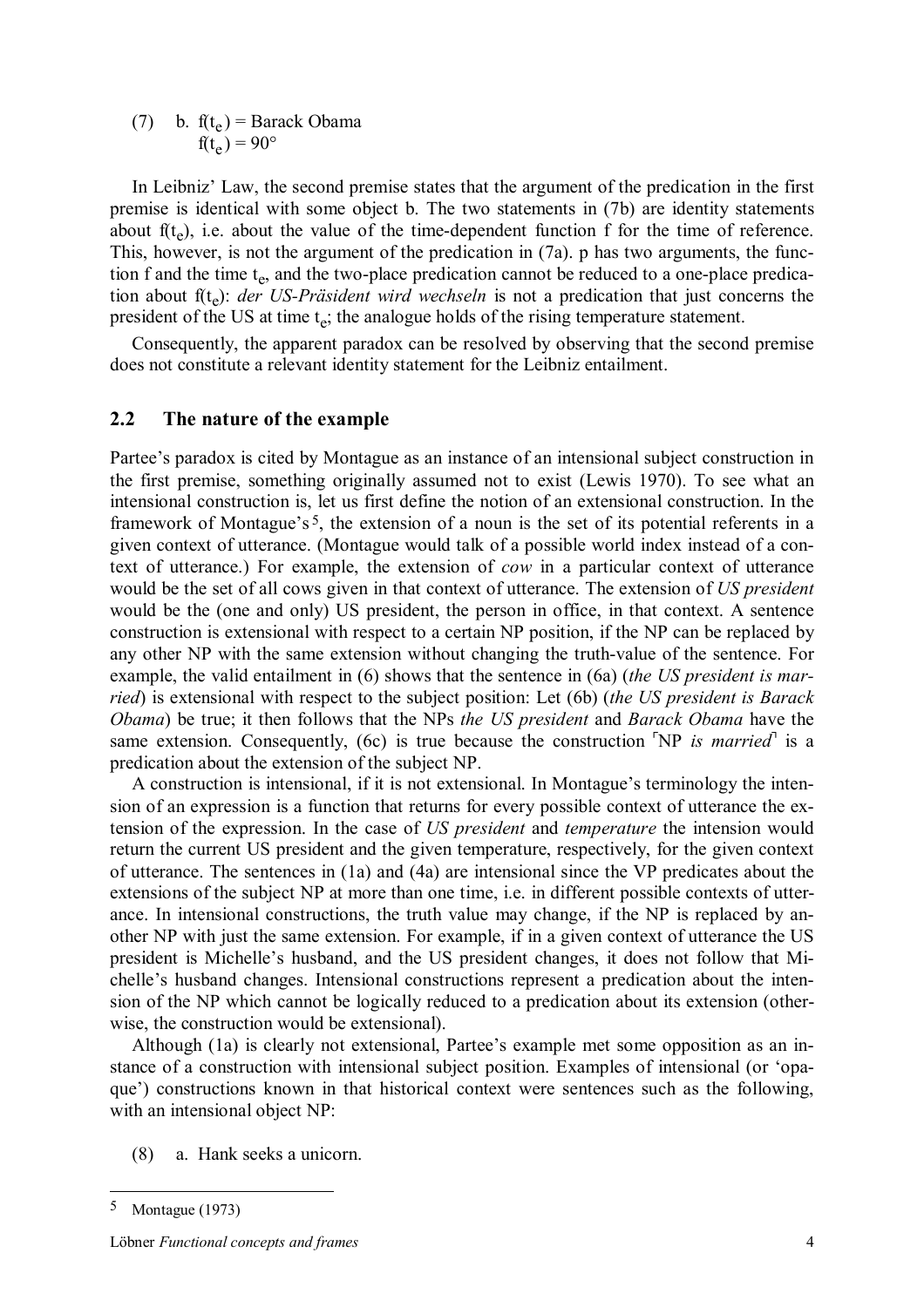(7) b. $f(t_e)$ = Barack Obama
$f(t_e) = 90°$

In Leibniz' Law, the second premise states that the argument of the predication in the first premise is identical with some object b. The two statements in (7b) are identity statements about $f(t_e)$, i.e. about the value of the time-dependent function f for the time of reference. This, however, is not the argument of the predication in (7a). p has two arguments, the function f and the time $t_e$, and the two-place predication cannot be reduced to a one-place predication about $f(t_e)$: *der US-Präsident wird wechseln* is not a predication that just concerns the president of the US at time $t_e$; the analogue holds of the rising temperature statement.

Consequently, the apparent paradox can be resolved by observing that the second premise does not constitute a relevant identity statement for the Leibniz entailment.

## 2.2 The nature of the example

Partee's paradox is cited by Montague as an instance of an intensional subject construction in the first premise, something originally assumed not to exist (Lewis 1970). To see what an intensional construction is, let us first define the notion of an extensional construction. In the framework of Montague's[5], the extension of a noun is the set of its potential referents in a given context of utterance. (Montague would talk of a possible world index instead of a context of utterance.) For example, the extension of *cow* in a particular context of utterance would be the set of all cows given in that context of utterance. The extension of *US president* would be the (one and only) US president, the person in office, in that context. A sentence construction is extensional with respect to a certain NP position, if the NP can be replaced by any other NP with the same extension without changing the truth-value of the sentence. For example, the valid entailment in (6) shows that the sentence in (6a) (*the US president is married*) is extensional with respect to the subject position: Let (6b) (*the US president is Barack Obama*) be true; it then follows that the NPs *the US president* and *Barack Obama* have the same extension. Consequently, (6c) is true because the construction ⌜NP *is married*⌝ is a predication about the extension of the subject NP.

A construction is intensional, if it is not extensional. In Montague's terminology the intension of an expression is a function that returns for every possible context of utterance the extension of the expression. In the case of *US president* and *temperature* the intension would return the current US president and the given temperature, respectively, for the given context of utterance. The sentences in (1a) and (4a) are intensional since the VP predicates about the extensions of the subject NP at more than one time, i.e. in different possible contexts of utterance. In intensional constructions, the truth value may change, if the NP is replaced by another NP with just the same extension. For example, if in a given context of utterance the US president is Michelle's husband, and the US president changes, it does not follow that Michelle's husband changes. Intensional constructions represent a predication about the intension of the NP which cannot be logically reduced to a predication about its extension (otherwise, the construction would be extensional).

Although (1a) is clearly not extensional, Partee's example met some opposition as an instance of a construction with intensional subject position. Examples of intensional (or 'opaque') constructions known in that historical context were sentences such as the following, with an intensional object NP:

(8) a. Hank seeks a unicorn.

---

[5] Montague (1973)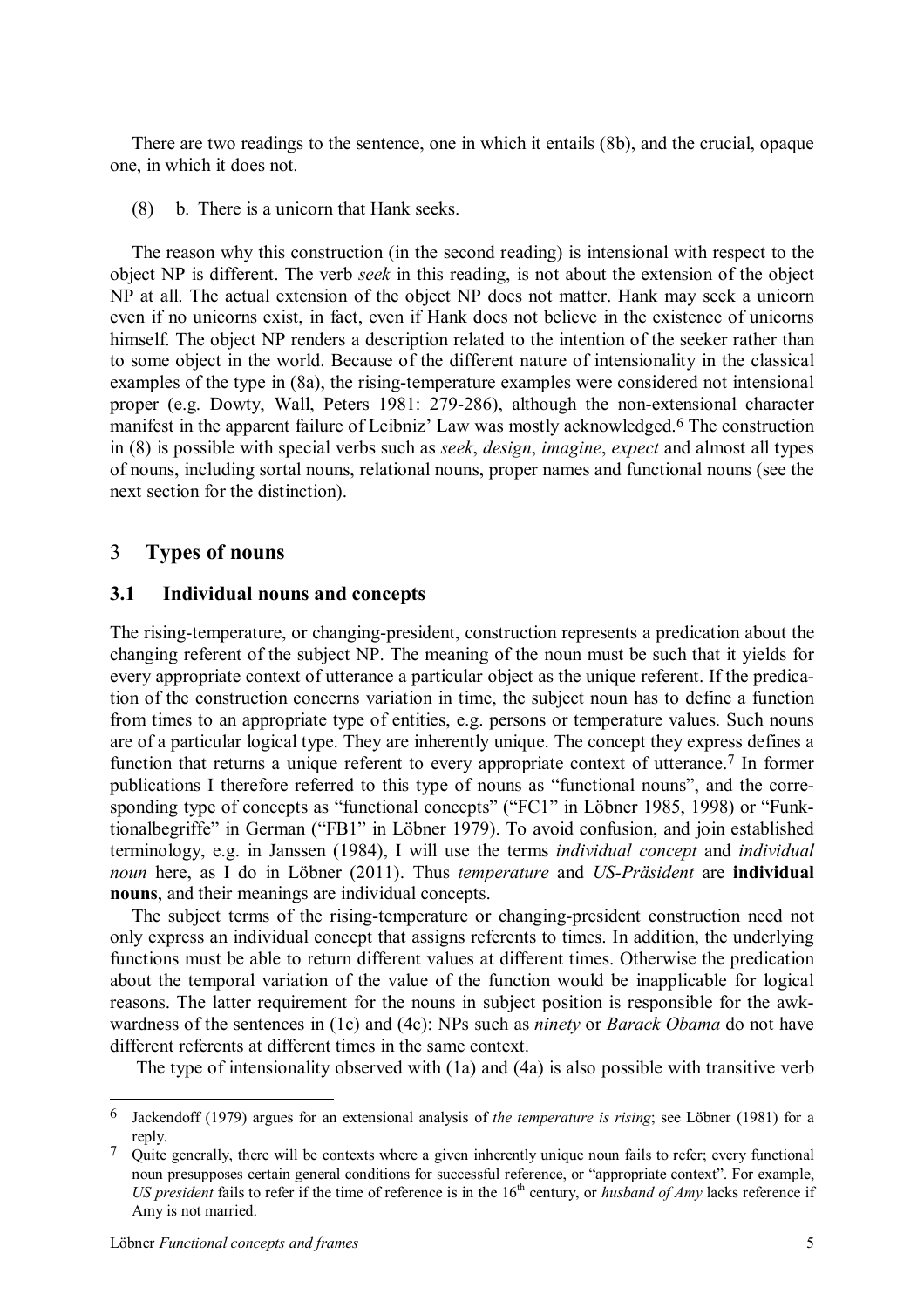There are two readings to the sentence, one in which it entails (8b), and the crucial, opaque one, in which it does not.

(8) b. There is a unicorn that Hank seeks.

The reason why this construction (in the second reading) is intensional with respect to the object NP is different. The verb *seek* in this reading, is not about the extension of the object NP at all. The actual extension of the object NP does not matter. Hank may seek a unicorn even if no unicorns exist, in fact, even if Hank does not believe in the existence of unicorns himself. The object NP renders a description related to the intention of the seeker rather than to some object in the world. Because of the different nature of intensionality in the classical examples of the type in (8a), the rising-temperature examples were considered not intensional proper (e.g. Dowty, Wall, Peters 1981: 279-286), although the non-extensional character manifest in the apparent failure of Leibniz' Law was mostly acknowledged.[6] The construction in (8) is possible with special verbs such as *seek*, *design*, *imagine*, *expect* and almost all types of nouns, including sortal nouns, relational nouns, proper names and functional nouns (see the next section for the distinction).

## 3 Types of nouns

### 3.1 Individual nouns and concepts

The rising-temperature, or changing-president, construction represents a predication about the changing referent of the subject NP. The meaning of the noun must be such that it yields for every appropriate context of utterance a particular object as the unique referent. If the predication of the construction concerns variation in time, the subject noun has to define a function from times to an appropriate type of entities, e.g. persons or temperature values. Such nouns are of a particular logical type. They are inherently unique. The concept they express defines a function that returns a unique referent to every appropriate context of utterance.[7] In former publications I therefore referred to this type of nouns as "functional nouns", and the corresponding type of concepts as "functional concepts" ("FC1" in Löbner 1985, 1998) or "Funktionalbegriffe" in German ("FB1" in Löbner 1979). To avoid confusion, and join established terminology, e.g. in Janssen (1984), I will use the terms *individual concept* and *individual noun* here, as I do in Löbner (2011). Thus *temperature* and *US-Präsident* are **individual nouns**, and their meanings are individual concepts.

The subject terms of the rising-temperature or changing-president construction need not only express an individual concept that assigns referents to times. In addition, the underlying functions must be able to return different values at different times. Otherwise the predication about the temporal variation of the value of the function would be inapplicable for logical reasons. The latter requirement for the nouns in subject position is responsible for the awkwardness of the sentences in (1c) and (4c): NPs such as *ninety* or *Barack Obama* do not have different referents at different times in the same context.

The type of intensionality observed with (1a) and (4a) is also possible with transitive verb

---

[6] Jackendoff (1979) argues for an extensional analysis of *the temperature is rising*; see Löbner (1981) for a reply.

[7] Quite generally, there will be contexts where a given inherently unique noun fails to refer; every functional noun presupposes certain general conditions for successful reference, or "appropriate context". For example, *US president* fails to refer if the time of reference is in the 16th century, or *husband of Amy* lacks reference if Amy is not married.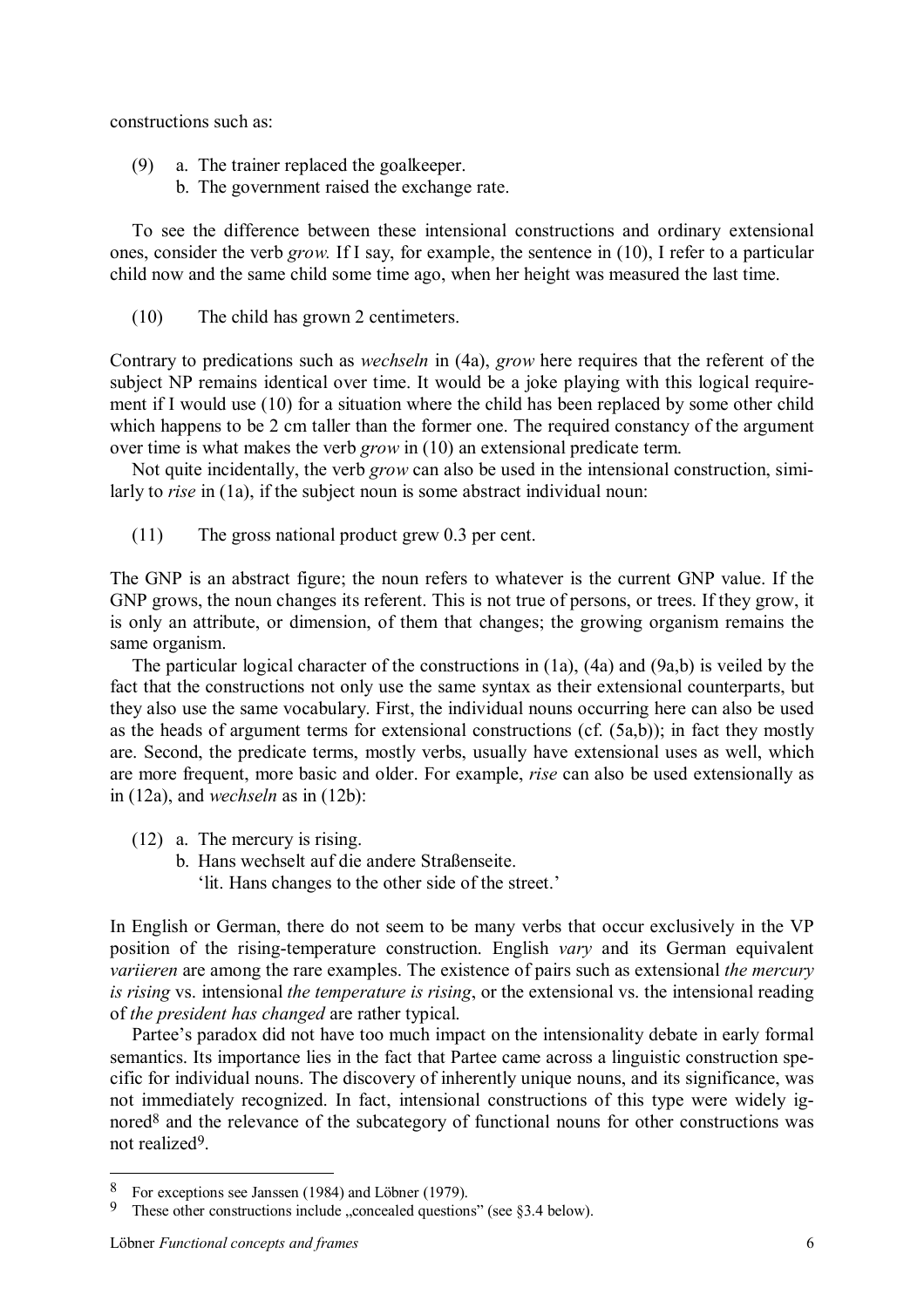constructions such as:

(9) a. The trainer replaced the goalkeeper.
    b. The government raised the exchange rate.

To see the difference between these intensional constructions and ordinary extensional ones, consider the verb *grow.* If I say, for example, the sentence in (10), I refer to a particular child now and the same child some time ago, when her height was measured the last time.

(10) The child has grown 2 centimeters.

Contrary to predications such as *wechseln* in (4a), *grow* here requires that the referent of the subject NP remains identical over time. It would be a joke playing with this logical requirement if I would use (10) for a situation where the child has been replaced by some other child which happens to be 2 cm taller than the former one. The required constancy of the argument over time is what makes the verb *grow* in (10) an extensional predicate term.

Not quite incidentally, the verb *grow* can also be used in the intensional construction, similarly to *rise* in (1a), if the subject noun is some abstract individual noun:

(11) The gross national product grew 0.3 per cent.

The GNP is an abstract figure; the noun refers to whatever is the current GNP value. If the GNP grows, the noun changes its referent. This is not true of persons, or trees. If they grow, it is only an attribute, or dimension, of them that changes; the growing organism remains the same organism.

The particular logical character of the constructions in (1a), (4a) and (9a,b) is veiled by the fact that the constructions not only use the same syntax as their extensional counterparts, but they also use the same vocabulary. First, the individual nouns occurring here can also be used as the heads of argument terms for extensional constructions (cf. (5a,b)); in fact they mostly are. Second, the predicate terms, mostly verbs, usually have extensional uses as well, which are more frequent, more basic and older. For example, *rise* can also be used extensionally as in (12a), and *wechseln* as in (12b):

(12) a. The mercury is rising.
     b. Hans wechselt auf die andere Straßenseite.
     'lit. Hans changes to the other side of the street.'

In English or German, there do not seem to be many verbs that occur exclusively in the VP position of the rising-temperature construction. English *vary* and its German equivalent *variieren* are among the rare examples. The existence of pairs such as extensional *the mercury is rising* vs. intensional *the temperature is rising*, or the extensional vs. the intensional reading of *the president has changed* are rather typical.

Partee's paradox did not have too much impact on the intensionality debate in early formal semantics. Its importance lies in the fact that Partee came across a linguistic construction specific for individual nouns. The discovery of inherently unique nouns, and its significance, was not immediately recognized. In fact, intensional constructions of this type were widely ignored[8] and the relevance of the subcategory of functional nouns for other constructions was not realized[9].

---

[8] For exceptions see Janssen (1984) and Löbner (1979).

[9] These other constructions include „concealed questions" (see §3.4 below).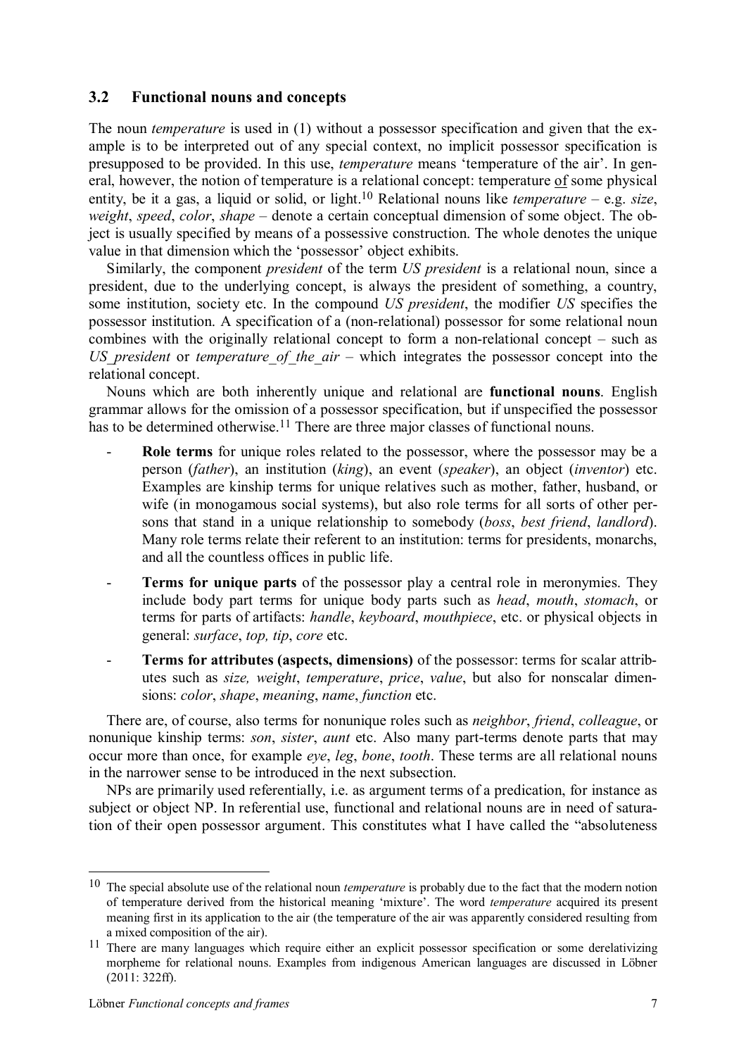### 3.2 Functional nouns and concepts

The noun *temperature* is used in (1) without a possessor specification and given that the example is to be interpreted out of any special context, no implicit possessor specification is presupposed to be provided. In this use, *temperature* means 'temperature of the air'. In general, however, the notion of temperature is a relational concept: temperature <u>of</u> some physical entity, be it a gas, a liquid or solid, or light.[10] Relational nouns like *temperature* – e.g. *size*, *weight*, *speed*, *color*, *shape* – denote a certain conceptual dimension of some object. The object is usually specified by means of a possessive construction. The whole denotes the unique value in that dimension which the 'possessor' object exhibits.

Similarly, the component *president* of the term *US president* is a relational noun, since a president, due to the underlying concept, is always the president of something, a country, some institution, society etc. In the compound *US president*, the modifier *US* specifies the possessor institution. A specification of a (non-relational) possessor for some relational noun combines with the originally relational concept to form a non-relational concept – such as *US_president* or *temperature_of_the_air* – which integrates the possessor concept into the relational concept.

Nouns which are both inherently unique and relational are **functional nouns**. English grammar allows for the omission of a possessor specification, but if unspecified the possessor has to be determined otherwise.[11] There are three major classes of functional nouns.

- **Role terms** for unique roles related to the possessor, where the possessor may be a person (*father*), an institution (*king*), an event (*speaker*), an object (*inventor*) etc. Examples are kinship terms for unique relatives such as mother, father, husband, or wife (in monogamous social systems), but also role terms for all sorts of other persons that stand in a unique relationship to somebody (*boss*, *best friend*, *landlord*). Many role terms relate their referent to an institution: terms for presidents, monarchs, and all the countless offices in public life.
- **Terms for unique parts** of the possessor play a central role in meronymies. They include body part terms for unique body parts such as *head*, *mouth*, *stomach*, or terms for parts of artifacts: *handle*, *keyboard*, *mouthpiece*, etc. or physical objects in general: *surface*, *top, tip*, *core* etc.
- **Terms for attributes (aspects, dimensions)** of the possessor: terms for scalar attributes such as *size, weight*, *temperature*, *price*, *value*, but also for nonscalar dimensions: *color*, *shape*, *meaning*, *name*, *function* etc.

There are, of course, also terms for nonunique roles such as *neighbor*, *friend*, *colleague*, or nonunique kinship terms: *son*, *sister*, *aunt* etc. Also many part-terms denote parts that may occur more than once, for example *eye*, *leg*, *bone*, *tooth*. These terms are all relational nouns in the narrower sense to be introduced in the next subsection.

NPs are primarily used referentially, i.e. as argument terms of a predication, for instance as subject or object NP. In referential use, functional and relational nouns are in need of saturation of their open possessor argument. This constitutes what I have called the "absoluteness

---

[10] The special absolute use of the relational noun *temperature* is probably due to the fact that the modern notion of temperature derived from the historical meaning 'mixture'. The word *temperature* acquired its present meaning first in its application to the air (the temperature of the air was apparently considered resulting from a mixed composition of the air).

[11] There are many languages which require either an explicit possessor specification or some derelativizing morpheme for relational nouns. Examples from indigenous American languages are discussed in Löbner (2011: 322ff).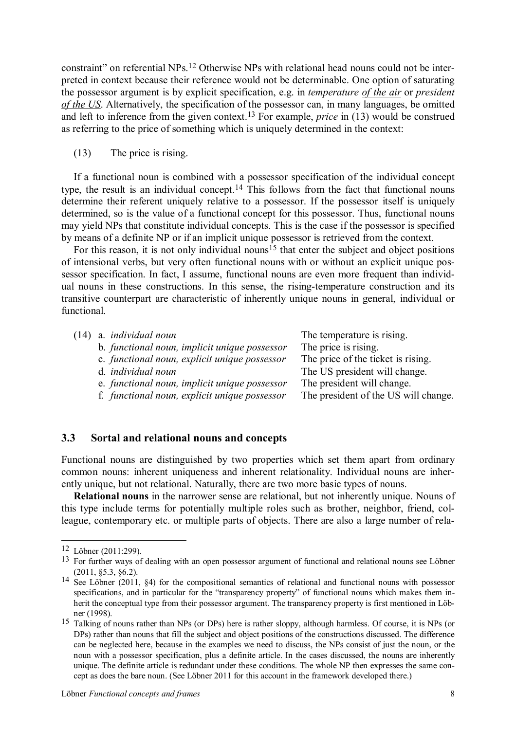constraint" on referential NPs.[12] Otherwise NPs with relational head nouns could not be interpreted in context because their reference would not be determinable. One option of saturating the possessor argument is by explicit specification, e.g. in *temperature <u>of the air</u>* or *president <u>of the US</u>*. Alternatively, the specification of the possessor can, in many languages, be omitted and left to inference from the given context.[13] For example, *price* in (13) would be construed as referring to the price of something which is uniquely determined in the context:

(13) The price is rising.

If a functional noun is combined with a possessor specification of the individual concept type, the result is an individual concept.[14] This follows from the fact that functional nouns determine their referent uniquely relative to a possessor. If the possessor itself is uniquely determined, so is the value of a functional concept for this possessor. Thus, functional nouns may yield NPs that constitute individual concepts. This is the case if the possessor is specified by means of a definite NP or if an implicit unique possessor is retrieved from the context.

For this reason, it is not only individual nouns[15] that enter the subject and object positions of intensional verbs, but very often functional nouns with or without an explicit unique possessor specification. In fact, I assume, functional nouns are even more frequent than individual nouns in these constructions. In this sense, the rising-temperature construction and its transitive counterpart are characteristic of inherently unique nouns in general, individual or functional.

(14)
a. *individual noun* — The temperature is rising.
b. *functional noun, implicit unique possessor* — The price is rising.
c. *functional noun, explicit unique possessor* — The price of the ticket is rising.
d. *individual noun* — The US president will change.
e. *functional noun, implicit unique possessor* — The president will change.
f. *functional noun, explicit unique possessor* — The president of the US will change.

### 3.3 Sortal and relational nouns and concepts

Functional nouns are distinguished by two properties which set them apart from ordinary common nouns: inherent uniqueness and inherent relationality. Individual nouns are inherently unique, but not relational. Naturally, there are two more basic types of nouns.

**Relational nouns** in the narrower sense are relational, but not inherently unique. Nouns of this type include terms for potentially multiple roles such as brother, neighbor, friend, colleague, contemporary etc. or multiple parts of objects. There are also a large number of rela-

---

[12] Löbner (2011:299).

[13] For further ways of dealing with an open possessor argument of functional and relational nouns see Löbner (2011, §5.3, §6.2).

[14] See Löbner (2011, §4) for the compositional semantics of relational and functional nouns with possessor specifications, and in particular for the "transparency property" of functional nouns which makes them inherit the conceptual type from their possessor argument. The transparency property is first mentioned in Löbner (1998).

[15] Talking of nouns rather than NPs (or DPs) here is rather sloppy, although harmless. Of course, it is NPs (or DPs) rather than nouns that fill the subject and object positions of the constructions discussed. The difference can be neglected here, because in the examples we need to discuss, the NPs consist of just the noun, or the noun with a possessor specification, plus a definite article. In the cases discussed, the nouns are inherently unique. The definite article is redundant under these conditions. The whole NP then expresses the same concept as does the bare noun. (See Löbner 2011 for this account in the framework developed there.)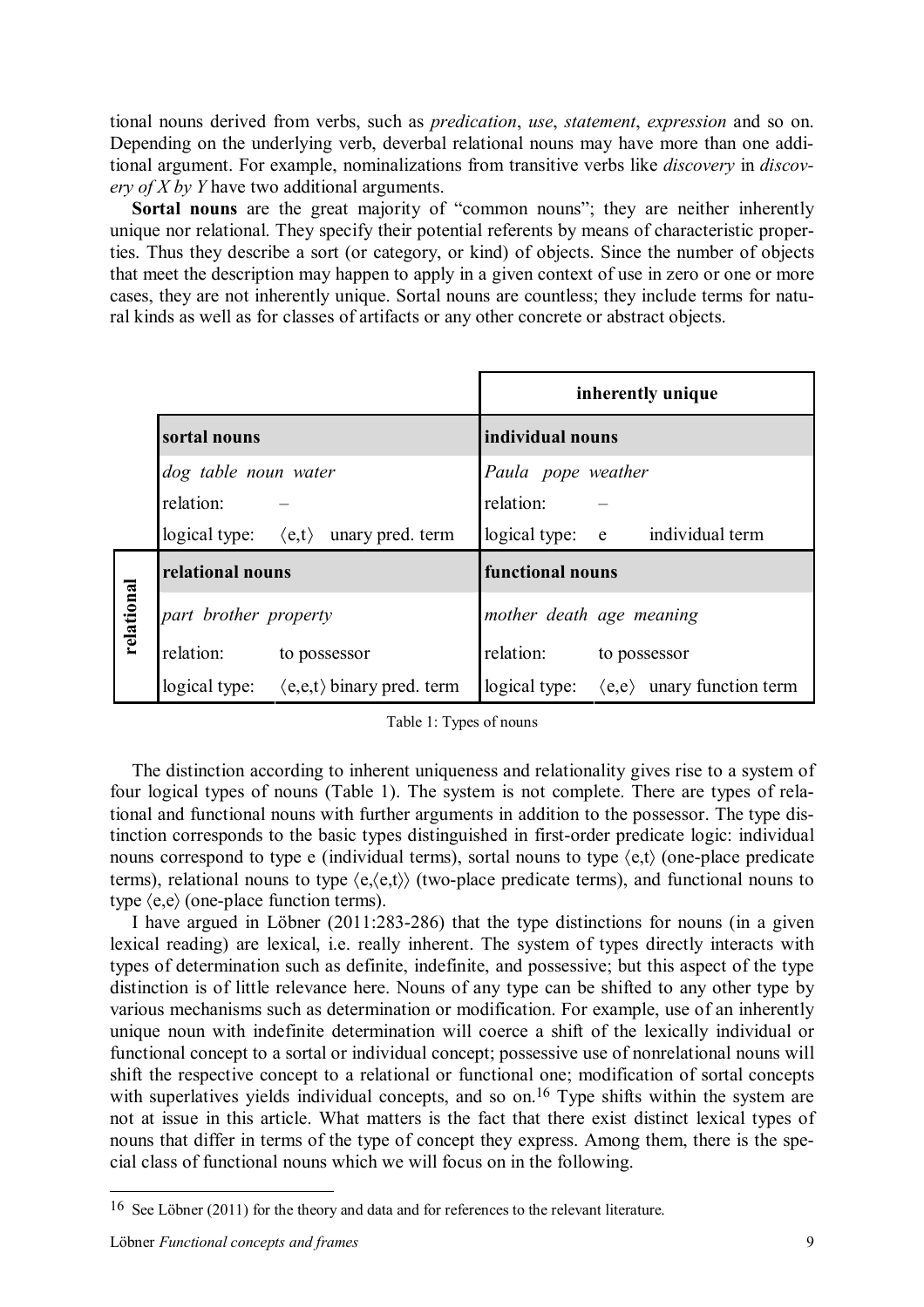tional nouns derived from verbs, such as *predication*, *use*, *statement*, *expression* and so on. Depending on the underlying verb, deverbal relational nouns may have more than one additional argument. For example, nominalizations from transitive verbs like *discovery* in *discovery of X by Y* have two additional arguments.

**Sortal nouns** are the great majority of "common nouns"; they are neither inherently unique nor relational. They specify their potential referents by means of characteristic properties. Thus they describe a sort (or category, or kind) of objects. Since the number of objects that meet the description may happen to apply in a given context of use in zero or one or more cases, they are not inherently unique. Sortal nouns are countless; they include terms for natural kinds as well as for classes of artifacts or any other concrete or abstract objects.

| | | **inherently unique** |
|---|---|---|
| | **sortal nouns** | **individual nouns** |
| | *dog table noun water* | *Paula pope weather* |
| | relation: – | relation: – |
| | logical type: ⟨e,t⟩ unary pred. term | logical type: e individual term |
| **relational** | **relational nouns** | **functional nouns** |
| | *part brother property* | *mother death age meaning* |
| | relation: to possessor | relation: to possessor |
| | logical type: ⟨e,e,t⟩ binary pred. term | logical type: ⟨e,e⟩ unary function term |

Table 1: Types of nouns

The distinction according to inherent uniqueness and relationality gives rise to a system of four logical types of nouns (Table 1). The system is not complete. There are types of relational and functional nouns with further arguments in addition to the possessor. The type distinction corresponds to the basic types distinguished in first-order predicate logic: individual nouns correspond to type e (individual terms), sortal nouns to type ⟨e,t⟩ (one-place predicate terms), relational nouns to type ⟨e,⟨e,t⟩⟩ (two-place predicate terms), and functional nouns to type ⟨e,e⟩ (one-place function terms).

I have argued in Löbner (2011:283-286) that the type distinctions for nouns (in a given lexical reading) are lexical, i.e. really inherent. The system of types directly interacts with types of determination such as definite, indefinite, and possessive; but this aspect of the type distinction is of little relevance here. Nouns of any type can be shifted to any other type by various mechanisms such as determination or modification. For example, use of an inherently unique noun with indefinite determination will coerce a shift of the lexically individual or functional concept to a sortal or individual concept; possessive use of nonrelational nouns will shift the respective concept to a relational or functional one; modification of sortal concepts with superlatives yields individual concepts, and so on.[16] Type shifts within the system are not at issue in this article. What matters is the fact that there exist distinct lexical types of nouns that differ in terms of the type of concept they express. Among them, there is the special class of functional nouns which we will focus on in the following.

[16] See Löbner (2011) for the theory and data and for references to the relevant literature.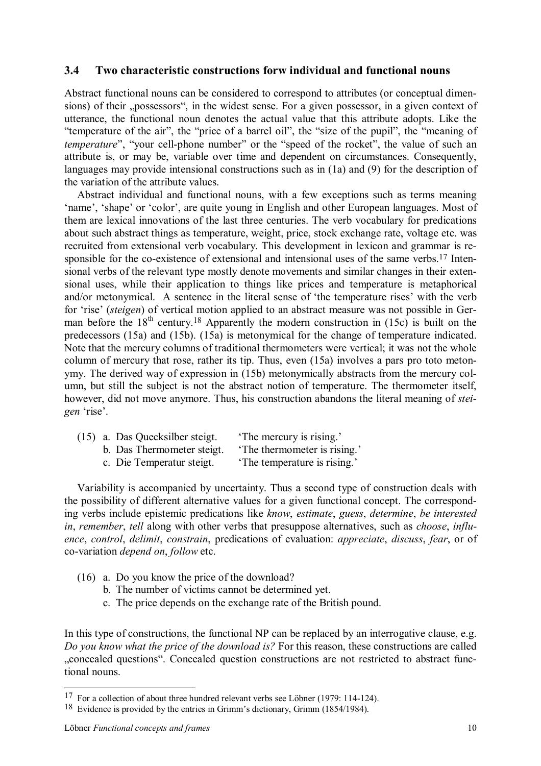### 3.4 Two characteristic constructions forw individual and functional nouns

Abstract functional nouns can be considered to correspond to attributes (or conceptual dimensions) of their „possessors", in the widest sense. For a given possessor, in a given context of utterance, the functional noun denotes the actual value that this attribute adopts. Like the "temperature of the air", the "price of a barrel oil", the "size of the pupil", the "meaning of *temperature*", "your cell-phone number" or the "speed of the rocket", the value of such an attribute is, or may be, variable over time and dependent on circumstances. Consequently, languages may provide intensional constructions such as in (1a) and (9) for the description of the variation of the attribute values.

Abstract individual and functional nouns, with a few exceptions such as terms meaning 'name', 'shape' or 'color', are quite young in English and other European languages. Most of them are lexical innovations of the last three centuries. The verb vocabulary for predications about such abstract things as temperature, weight, price, stock exchange rate, voltage etc. was recruited from extensional verb vocabulary. This development in lexicon and grammar is responsible for the co-existence of extensional and intensional uses of the same verbs.[17] Intensional verbs of the relevant type mostly denote movements and similar changes in their extensional uses, while their application to things like prices and temperature is metaphorical and/or metonymical. A sentence in the literal sense of 'the temperature rises' with the verb for 'rise' (*steigen*) of vertical motion applied to an abstract measure was not possible in German before the 18th century.[18] Apparently the modern construction in (15c) is built on the predecessors (15a) and (15b). (15a) is metonymical for the change of temperature indicated. Note that the mercury columns of traditional thermometers were vertical; it was not the whole column of mercury that rose, rather its tip. Thus, even (15a) involves a pars pro toto metonymy. The derived way of expression in (15b) metonymically abstracts from the mercury column, but still the subject is not the abstract notion of temperature. The thermometer itself, however, did not move anymore. Thus, his construction abandons the literal meaning of *steigen* 'rise'.

(15) a. Das Quecksilber steigt. 'The mercury is rising.'
     b. Das Thermometer steigt. 'The thermometer is rising.'
     c. Die Temperatur steigt. 'The temperature is rising.'

Variability is accompanied by uncertainty. Thus a second type of construction deals with the possibility of different alternative values for a given functional concept. The corresponding verbs include epistemic predications like *know*, *estimate*, *guess*, *determine*, *be interested in*, *remember*, *tell* along with other verbs that presuppose alternatives, such as *choose*, *influence*, *control*, *delimit*, *constrain*, predications of evaluation: *appreciate*, *discuss*, *fear*, or of co-variation *depend on*, *follow* etc.

(16) a. Do you know the price of the download?
     b. The number of victims cannot be determined yet.
     c. The price depends on the exchange rate of the British pound.

In this type of constructions, the functional NP can be replaced by an interrogative clause, e.g. *Do you know what the price of the download is?* For this reason, these constructions are called „concealed questions". Concealed question constructions are not restricted to abstract functional nouns.

---

[17] For a collection of about three hundred relevant verbs see Löbner (1979: 114-124).

[18] Evidence is provided by the entries in Grimm's dictionary, Grimm (1854/1984).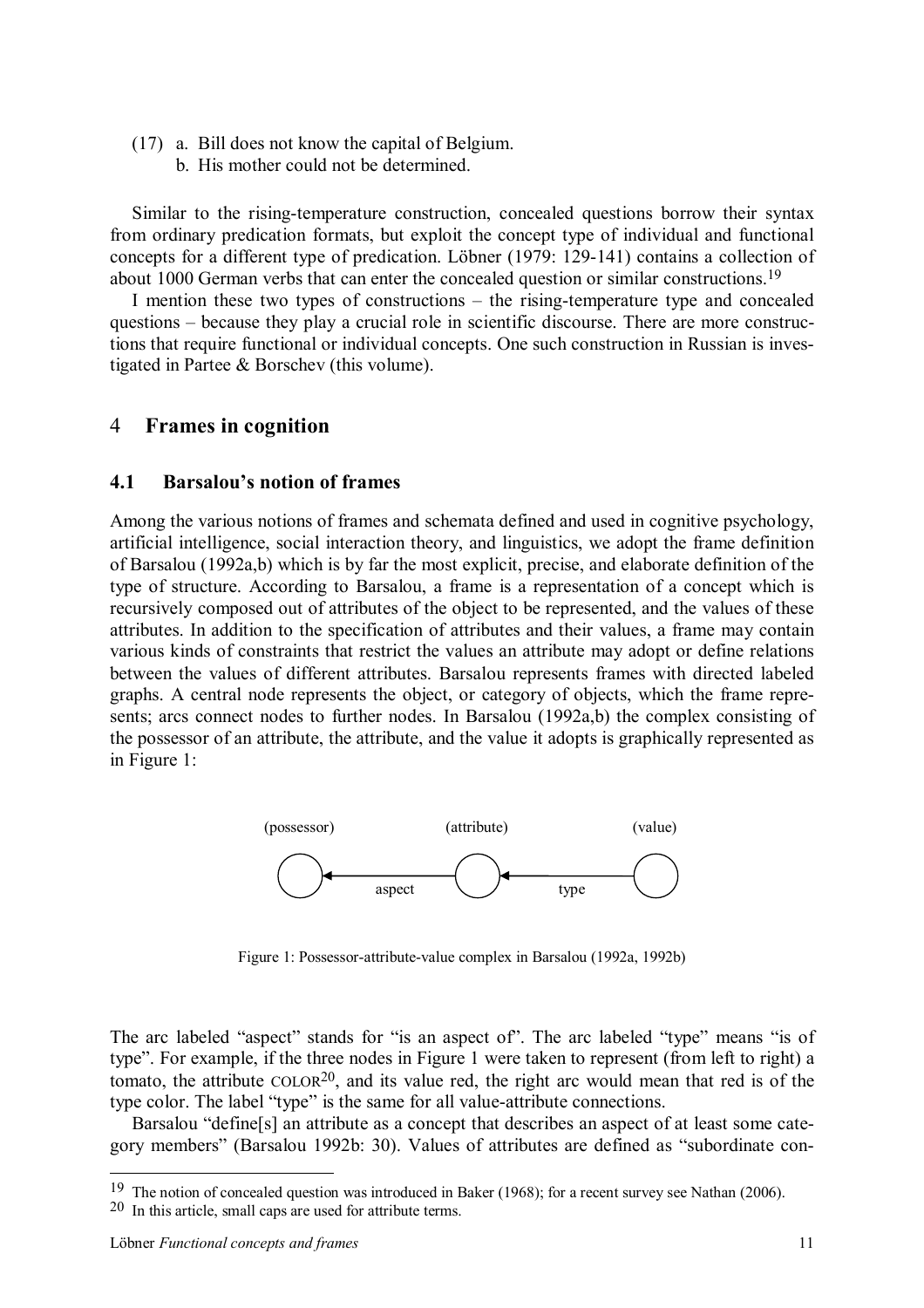(17) a. Bill does not know the capital of Belgium.
    b. His mother could not be determined.

Similar to the rising-temperature construction, concealed questions borrow their syntax from ordinary predication formats, but exploit the concept type of individual and functional concepts for a different type of predication. Löbner (1979: 129-141) contains a collection of about 1000 German verbs that can enter the concealed question or similar constructions.[19]

I mention these two types of constructions – the rising-temperature type and concealed questions – because they play a crucial role in scientific discourse. There are more constructions that require functional or individual concepts. One such construction in Russian is investigated in Partee & Borschev (this volume).

## 4 Frames in cognition

### 4.1 Barsalou's notion of frames

Among the various notions of frames and schemata defined and used in cognitive psychology, artificial intelligence, social interaction theory, and linguistics, we adopt the frame definition of Barsalou (1992a,b) which is by far the most explicit, precise, and elaborate definition of the type of structure. According to Barsalou, a frame is a representation of a concept which is recursively composed out of attributes of the object to be represented, and the values of these attributes. In addition to the specification of attributes and their values, a frame may contain various kinds of constraints that restrict the values an attribute may adopt or define relations between the values of different attributes. Barsalou represents frames with directed labeled graphs. A central node represents the object, or category of objects, which the frame represents; arcs connect nodes to further nodes. In Barsalou (1992a,b) the complex consisting of the possessor of an attribute, the attribute, and the value it adopts is graphically represented as in Figure 1:

(possessor) ◯ ←—aspect—— ◯ (attribute) ←—type—— ◯ (value)

Figure 1: Possessor-attribute-value complex in Barsalou (1992a, 1992b)

The arc labeled "aspect" stands for "is an aspect of". The arc labeled "type" means "is of type". For example, if the three nodes in Figure 1 were taken to represent (from left to right) a tomato, the attribute COLOR[20], and its value red, the right arc would mean that red is of the type color. The label "type" is the same for all value-attribute connections.

Barsalou "define[s] an attribute as a concept that describes an aspect of at least some category members" (Barsalou 1992b: 30). Values of attributes are defined as "subordinate con-

[19] The notion of concealed question was introduced in Baker (1968); for a recent survey see Nathan (2006).

[20] In this article, small caps are used for attribute terms.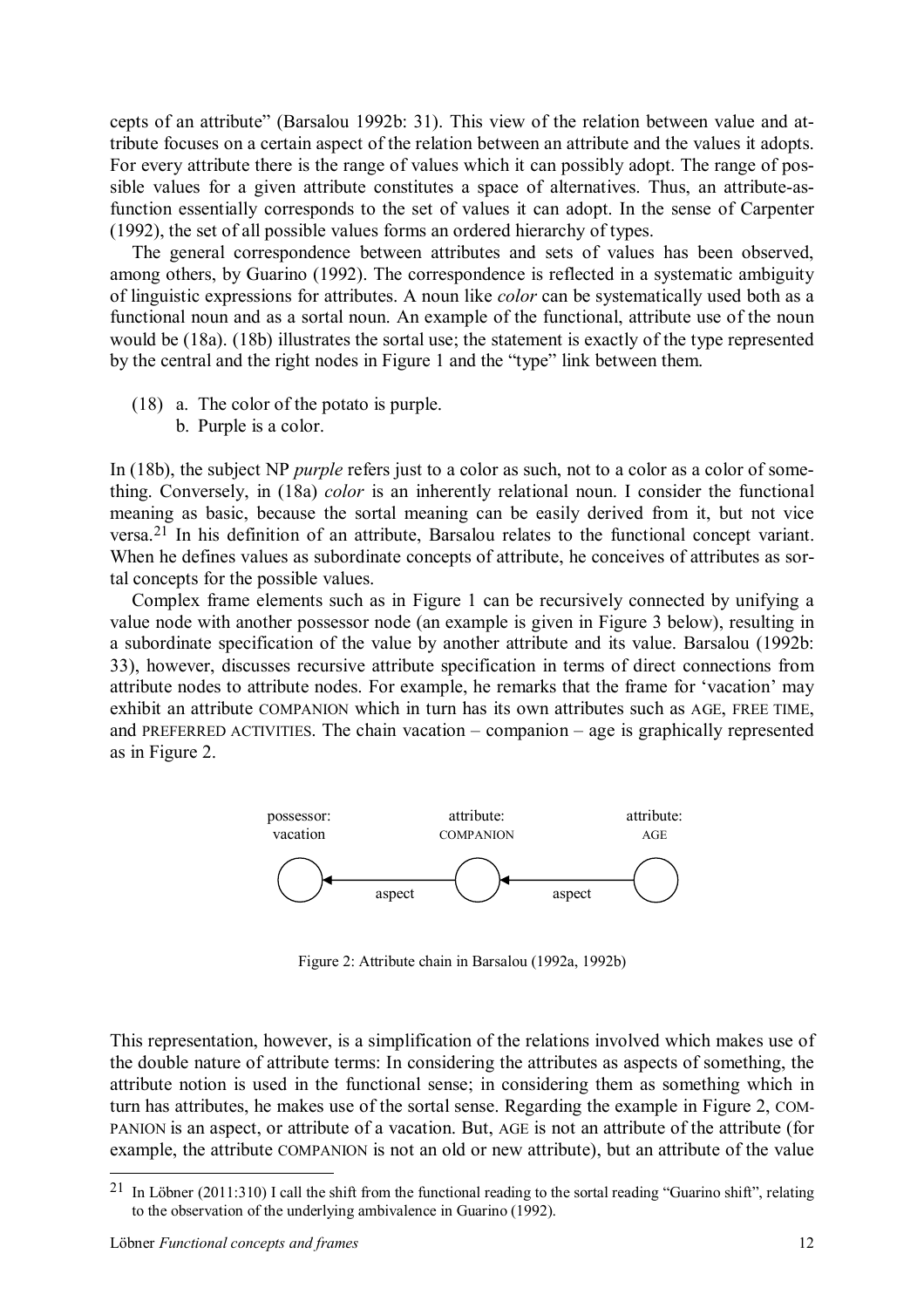cepts of an attribute" (Barsalou 1992b: 31). This view of the relation between value and attribute focuses on a certain aspect of the relation between an attribute and the values it adopts. For every attribute there is the range of values which it can possibly adopt. The range of possible values for a given attribute constitutes a space of alternatives. Thus, an attribute-as-function essentially corresponds to the set of values it can adopt. In the sense of Carpenter (1992), the set of all possible values forms an ordered hierarchy of types.

The general correspondence between attributes and sets of values has been observed, among others, by Guarino (1992). The correspondence is reflected in a systematic ambiguity of linguistic expressions for attributes. A noun like *color* can be systematically used both as a functional noun and as a sortal noun. An example of the functional, attribute use of the noun would be (18a). (18b) illustrates the sortal use; the statement is exactly of the type represented by the central and the right nodes in Figure 1 and the "type" link between them.

(18) a. The color of the potato is purple.
  b. Purple is a color.

In (18b), the subject NP *purple* refers just to a color as such, not to a color as a color of something. Conversely, in (18a) *color* is an inherently relational noun. I consider the functional meaning as basic, because the sortal meaning can be easily derived from it, but not vice versa.[21] In his definition of an attribute, Barsalou relates to the functional concept variant. When he defines values as subordinate concepts of attribute, he conceives of attributes as sortal concepts for the possible values.

Complex frame elements such as in Figure 1 can be recursively connected by unifying a value node with another possessor node (an example is given in Figure 3 below), resulting in a subordinate specification of the value by another attribute and its value. Barsalou (1992b: 33), however, discusses recursive attribute specification in terms of direct connections from attribute nodes to attribute nodes. For example, he remarks that the frame for 'vacation' may exhibit an attribute COMPANION which in turn has its own attributes such as AGE, FREE TIME, and PREFERRED ACTIVITIES. The chain vacation – companion – age is graphically represented as in Figure 2.

possessor: vacation ← aspect — attribute: COMPANION ← aspect — attribute: AGE

Figure 2: Attribute chain in Barsalou (1992a, 1992b)

This representation, however, is a simplification of the relations involved which makes use of the double nature of attribute terms: In considering the attributes as aspects of something, the attribute notion is used in the functional sense; in considering them as something which in turn has attributes, he makes use of the sortal sense. Regarding the example in Figure 2, COMPANION is an aspect, or attribute of a vacation. But, AGE is not an attribute of the attribute (for example, the attribute COMPANION is not an old or new attribute), but an attribute of the value

[21] In Löbner (2011:310) I call the shift from the functional reading to the sortal reading "Guarino shift", relating to the observation of the underlying ambivalence in Guarino (1992).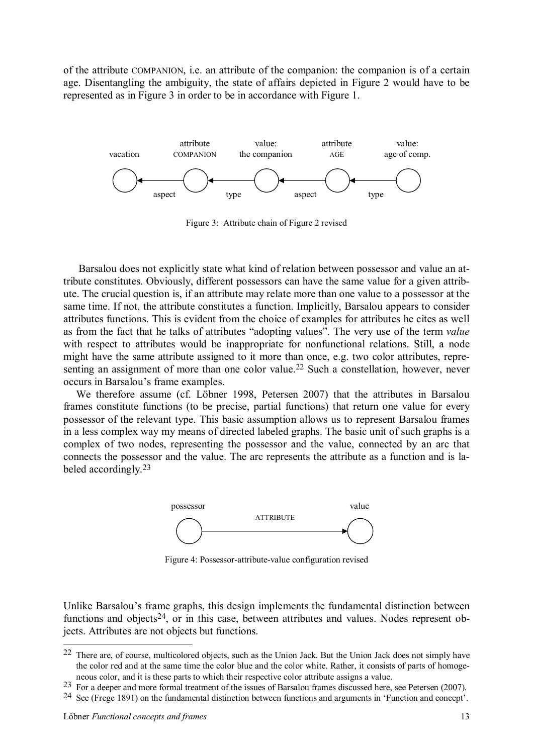of the attribute COMPANION, i.e. an attribute of the companion: the companion is of a certain age. Disentangling the ambiguity, the state of affairs depicted in Figure 2 would have to be represented as in Figure 3 in order to be in accordance with Figure 1.

Figure 3: Attribute chain of Figure 2 revised

Barsalou does not explicitly state what kind of relation between possessor and value an attribute constitutes. Obviously, different possessors can have the same value for a given attribute. The crucial question is, if an attribute may relate more than one value to a possessor at the same time. If not, the attribute constitutes a function. Implicitly, Barsalou appears to consider attributes functions. This is evident from the choice of examples for attributes he cites as well as from the fact that he talks of attributes "adopting values". The very use of the term *value* with respect to attributes would be inappropriate for nonfunctional relations. Still, a node might have the same attribute assigned to it more than once, e.g. two color attributes, representing an assignment of more than one color value.[22] Such a constellation, however, never occurs in Barsalou's frame examples.

We therefore assume (cf. Löbner 1998, Petersen 2007) that the attributes in Barsalou frames constitute functions (to be precise, partial functions) that return one value for every possessor of the relevant type. This basic assumption allows us to represent Barsalou frames in a less complex way my means of directed labeled graphs. The basic unit of such graphs is a complex of two nodes, representing the possessor and the value, connected by an arc that connects the possessor and the value. The arc represents the attribute as a function and is labeled accordingly.[23]

Figure 4: Possessor-attribute-value configuration revised

Unlike Barsalou's frame graphs, this design implements the fundamental distinction between functions and objects[24], or in this case, between attributes and values. Nodes represent objects. Attributes are not objects but functions.

---

[22] There are, of course, multicolored objects, such as the Union Jack. But the Union Jack does not simply have the color red and at the same time the color blue and the color white. Rather, it consists of parts of homogeneous color, and it is these parts to which their respective color attribute assigns a value.

[23] For a deeper and more formal treatment of the issues of Barsalou frames discussed here, see Petersen (2007).

[24] See (Frege 1891) on the fundamental distinction between functions and arguments in 'Function and concept'.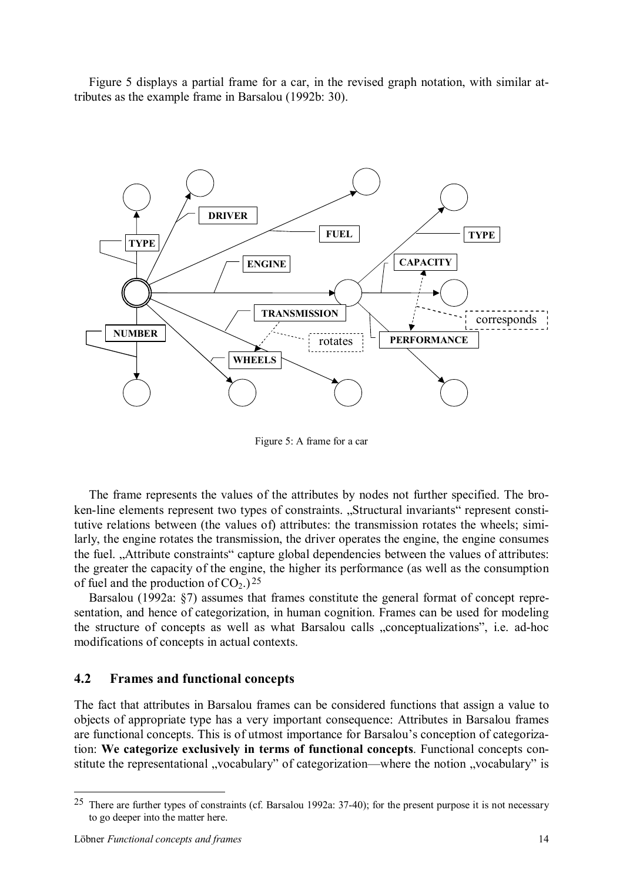Figure 5 displays a partial frame for a car, in the revised graph notation, with similar attributes as the example frame in Barsalou (1992b: 30).

Figure 5: A frame for a car

The frame represents the values of the attributes by nodes not further specified. The broken-line elements represent two types of constraints. „Structural invariants“ represent constitutive relations between (the values of) attributes: the transmission rotates the wheels; similarly, the engine rotates the transmission, the driver operates the engine, the engine consumes the fuel. „Attribute constraints“ capture global dependencies between the values of attributes: the greater the capacity of the engine, the higher its performance (as well as the consumption of fuel and the production of $CO_2$.)[25]

Barsalou (1992a: §7) assumes that frames constitute the general format of concept representation, and hence of categorization, in human cognition. Frames can be used for modeling the structure of concepts as well as what Barsalou calls „conceptualizations“, i.e. ad-hoc modifications of concepts in actual contexts.

## 4.2 Frames and functional concepts

The fact that attributes in Barsalou frames can be considered functions that assign a value to objects of appropriate type has a very important consequence: Attributes in Barsalou frames are functional concepts. This is of utmost importance for Barsalou's conception of categorization: **We categorize exclusively in terms of functional concepts**. Functional concepts constitute the representational „vocabulary" of categorization—where the notion „vocabulary" is

[25] There are further types of constraints (cf. Barsalou 1992a: 37-40); for the present purpose it is not necessary to go deeper into the matter here.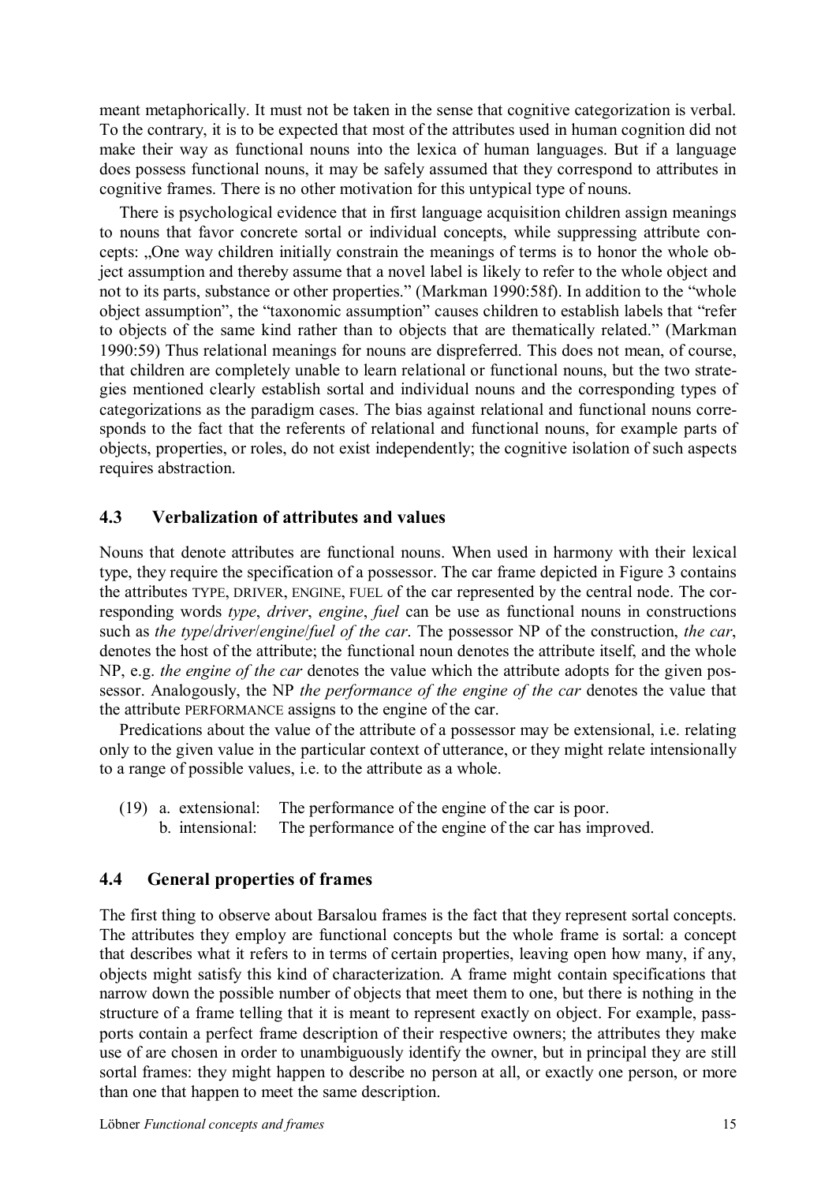meant metaphorically. It must not be taken in the sense that cognitive categorization is verbal. To the contrary, it is to be expected that most of the attributes used in human cognition did not make their way as functional nouns into the lexica of human languages. But if a language does possess functional nouns, it may be safely assumed that they correspond to attributes in cognitive frames. There is no other motivation for this untypical type of nouns.

There is psychological evidence that in first language acquisition children assign meanings to nouns that favor concrete sortal or individual concepts, while suppressing attribute concepts: „One way children initially constrain the meanings of terms is to honor the whole object assumption and thereby assume that a novel label is likely to refer to the whole object and not to its parts, substance or other properties." (Markman 1990:58f). In addition to the "whole object assumption", the "taxonomic assumption" causes children to establish labels that "refer to objects of the same kind rather than to objects that are thematically related." (Markman 1990:59) Thus relational meanings for nouns are dispreferred. This does not mean, of course, that children are completely unable to learn relational or functional nouns, but the two strategies mentioned clearly establish sortal and individual nouns and the corresponding types of categorizations as the paradigm cases. The bias against relational and functional nouns corresponds to the fact that the referents of relational and functional nouns, for example parts of objects, properties, or roles, do not exist independently; the cognitive isolation of such aspects requires abstraction.

## 4.3 Verbalization of attributes and values

Nouns that denote attributes are functional nouns. When used in harmony with their lexical type, they require the specification of a possessor. The car frame depicted in Figure 3 contains the attributes TYPE, DRIVER, ENGINE, FUEL of the car represented by the central node. The corresponding words *type*, *driver*, *engine*, *fuel* can be use as functional nouns in constructions such as *the type*/*driver*/*engine*/*fuel of the car*. The possessor NP of the construction, *the car*, denotes the host of the attribute; the functional noun denotes the attribute itself, and the whole NP, e.g. *the engine of the car* denotes the value which the attribute adopts for the given possessor. Analogously, the NP *the performance of the engine of the car* denotes the value that the attribute PERFORMANCE assigns to the engine of the car.

Predications about the value of the attribute of a possessor may be extensional, i.e. relating only to the given value in the particular context of utterance, or they might relate intensionally to a range of possible values, i.e. to the attribute as a whole.

(19) a. extensional: The performance of the engine of the car is poor.
     b. intensional: The performance of the engine of the car has improved.

## 4.4 General properties of frames

The first thing to observe about Barsalou frames is the fact that they represent sortal concepts. The attributes they employ are functional concepts but the whole frame is sortal: a concept that describes what it refers to in terms of certain properties, leaving open how many, if any, objects might satisfy this kind of characterization. A frame might contain specifications that narrow down the possible number of objects that meet them to one, but there is nothing in the structure of a frame telling that it is meant to represent exactly on object. For example, passports contain a perfect frame description of their respective owners; the attributes they make use of are chosen in order to unambiguously identify the owner, but in principal they are still sortal frames: they might happen to describe no person at all, or exactly one person, or more than one that happen to meet the same description.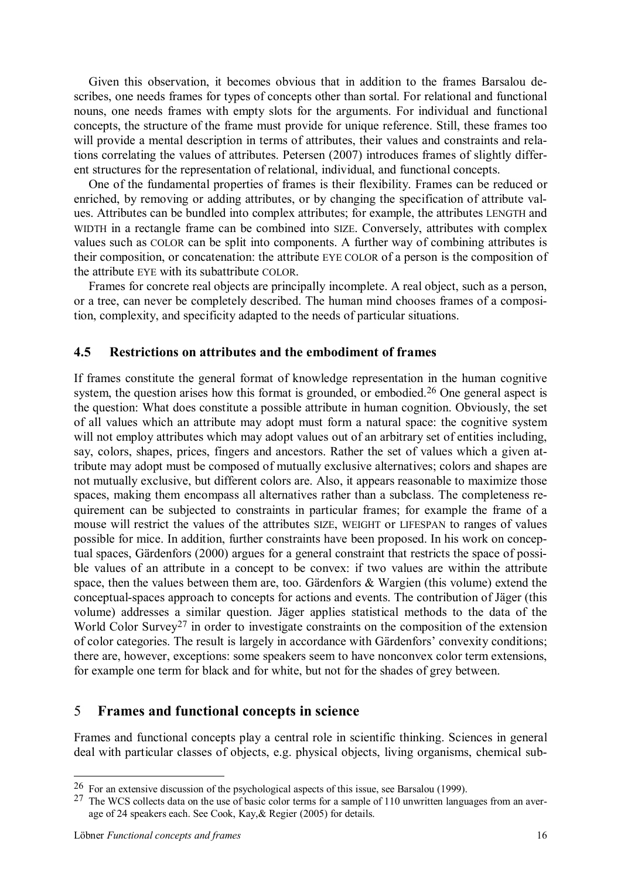Given this observation, it becomes obvious that in addition to the frames Barsalou describes, one needs frames for types of concepts other than sortal. For relational and functional nouns, one needs frames with empty slots for the arguments. For individual and functional concepts, the structure of the frame must provide for unique reference. Still, these frames too will provide a mental description in terms of attributes, their values and constraints and relations correlating the values of attributes. Petersen (2007) introduces frames of slightly different structures for the representation of relational, individual, and functional concepts.

One of the fundamental properties of frames is their flexibility. Frames can be reduced or enriched, by removing or adding attributes, or by changing the specification of attribute values. Attributes can be bundled into complex attributes; for example, the attributes LENGTH and WIDTH in a rectangle frame can be combined into SIZE. Conversely, attributes with complex values such as COLOR can be split into components. A further way of combining attributes is their composition, or concatenation: the attribute EYE COLOR of a person is the composition of the attribute EYE with its subattribute COLOR.

Frames for concrete real objects are principally incomplete. A real object, such as a person, or a tree, can never be completely described. The human mind chooses frames of a composition, complexity, and specificity adapted to the needs of particular situations.

### 4.5 Restrictions on attributes and the embodiment of frames

If frames constitute the general format of knowledge representation in the human cognitive system, the question arises how this format is grounded, or embodied.[26] One general aspect is the question: What does constitute a possible attribute in human cognition. Obviously, the set of all values which an attribute may adopt must form a natural space: the cognitive system will not employ attributes which may adopt values out of an arbitrary set of entities including, say, colors, shapes, prices, fingers and ancestors. Rather the set of values which a given attribute may adopt must be composed of mutually exclusive alternatives; colors and shapes are not mutually exclusive, but different colors are. Also, it appears reasonable to maximize those spaces, making them encompass all alternatives rather than a subclass. The completeness requirement can be subjected to constraints in particular frames; for example the frame of a mouse will restrict the values of the attributes SIZE, WEIGHT or LIFESPAN to ranges of values possible for mice. In addition, further constraints have been proposed. In his work on conceptual spaces, Gärdenfors (2000) argues for a general constraint that restricts the space of possible values of an attribute in a concept to be convex: if two values are within the attribute space, then the values between them are, too. Gärdenfors & Wargien (this volume) extend the conceptual-spaces approach to concepts for actions and events. The contribution of Jäger (this volume) addresses a similar question. Jäger applies statistical methods to the data of the World Color Survey[27] in order to investigate constraints on the composition of the extension of color categories. The result is largely in accordance with Gärdenfors' convexity conditions; there are, however, exceptions: some speakers seem to have nonconvex color term extensions, for example one term for black and for white, but not for the shades of grey between.

## 5 Frames and functional concepts in science

Frames and functional concepts play a central role in scientific thinking. Sciences in general deal with particular classes of objects, e.g. physical objects, living organisms, chemical sub-

---

[26] For an extensive discussion of the psychological aspects of this issue, see Barsalou (1999).

[27] The WCS collects data on the use of basic color terms for a sample of 110 unwritten languages from an average of 24 speakers each. See Cook, Kay, & Regier (2005) for details.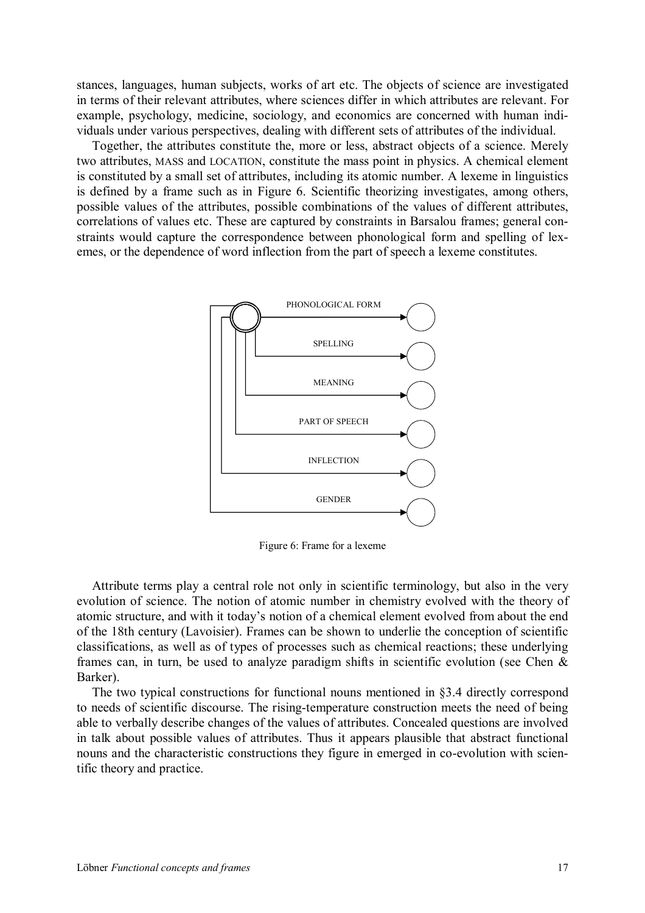stances, languages, human subjects, works of art etc. The objects of science are investigated in terms of their relevant attributes, where sciences differ in which attributes are relevant. For example, psychology, medicine, sociology, and economics are concerned with human individuals under various perspectives, dealing with different sets of attributes of the individual.

Together, the attributes constitute the, more or less, abstract objects of a science. Merely two attributes, MASS and LOCATION, constitute the mass point in physics. A chemical element is constituted by a small set of attributes, including its atomic number. A lexeme in linguistics is defined by a frame such as in Figure 6. Scientific theorizing investigates, among others, possible values of the attributes, possible combinations of the values of different attributes, correlations of values etc. These are captured by constraints in Barsalou frames; general constraints would capture the correspondence between phonological form and spelling of lexemes, or the dependence of word inflection from the part of speech a lexeme constitutes.

PHONOLOGICAL FORM

SPELLING

MEANING

PART OF SPEECH

INFLECTION

GENDER

Figure 6: Frame for a lexeme

Attribute terms play a central role not only in scientific terminology, but also in the very evolution of science. The notion of atomic number in chemistry evolved with the theory of atomic structure, and with it today's notion of a chemical element evolved from about the end of the 18th century (Lavoisier). Frames can be shown to underlie the conception of scientific classifications, as well as of types of processes such as chemical reactions; these underlying frames can, in turn, be used to analyze paradigm shifts in scientific evolution (see Chen & Barker).

The two typical constructions for functional nouns mentioned in §3.4 directly correspond to needs of scientific discourse. The rising-temperature construction meets the need of being able to verbally describe changes of the values of attributes. Concealed questions are involved in talk about possible values of attributes. Thus it appears plausible that abstract functional nouns and the characteristic constructions they figure in emerged in co-evolution with scientific theory and practice.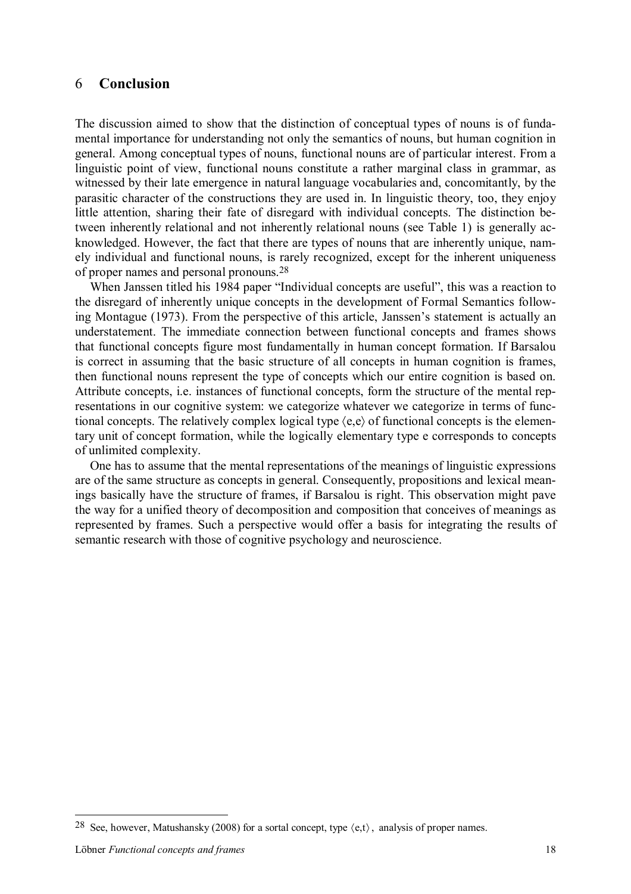## 6 **Conclusion**

The discussion aimed to show that the distinction of conceptual types of nouns is of fundamental importance for understanding not only the semantics of nouns, but human cognition in general. Among conceptual types of nouns, functional nouns are of particular interest. From a linguistic point of view, functional nouns constitute a rather marginal class in grammar, as witnessed by their late emergence in natural language vocabularies and, concomitantly, by the parasitic character of the constructions they are used in. In linguistic theory, too, they enjoy little attention, sharing their fate of disregard with individual concepts. The distinction between inherently relational and not inherently relational nouns (see Table 1) is generally acknowledged. However, the fact that there are types of nouns that are inherently unique, namely individual and functional nouns, is rarely recognized, except for the inherent uniqueness of proper names and personal pronouns.[28]

When Janssen titled his 1984 paper "Individual concepts are useful", this was a reaction to the disregard of inherently unique concepts in the development of Formal Semantics following Montague (1973). From the perspective of this article, Janssen's statement is actually an understatement. The immediate connection between functional concepts and frames shows that functional concepts figure most fundamentally in human concept formation. If Barsalou is correct in assuming that the basic structure of all concepts in human cognition is frames, then functional nouns represent the type of concepts which our entire cognition is based on. Attribute concepts, i.e. instances of functional concepts, form the structure of the mental representations in our cognitive system: we categorize whatever we categorize in terms of functional concepts. The relatively complex logical type $\langle e,e \rangle$ of functional concepts is the elementary unit of concept formation, while the logically elementary type e corresponds to concepts of unlimited complexity.

One has to assume that the mental representations of the meanings of linguistic expressions are of the same structure as concepts in general. Consequently, propositions and lexical meanings basically have the structure of frames, if Barsalou is right. This observation might pave the way for a unified theory of decomposition and composition that conceives of meanings as represented by frames. Such a perspective would offer a basis for integrating the results of semantic research with those of cognitive psychology and neuroscience.

---

[28] See, however, Matushansky (2008) for a sortal concept, type $\langle e,t \rangle$, analysis of proper names.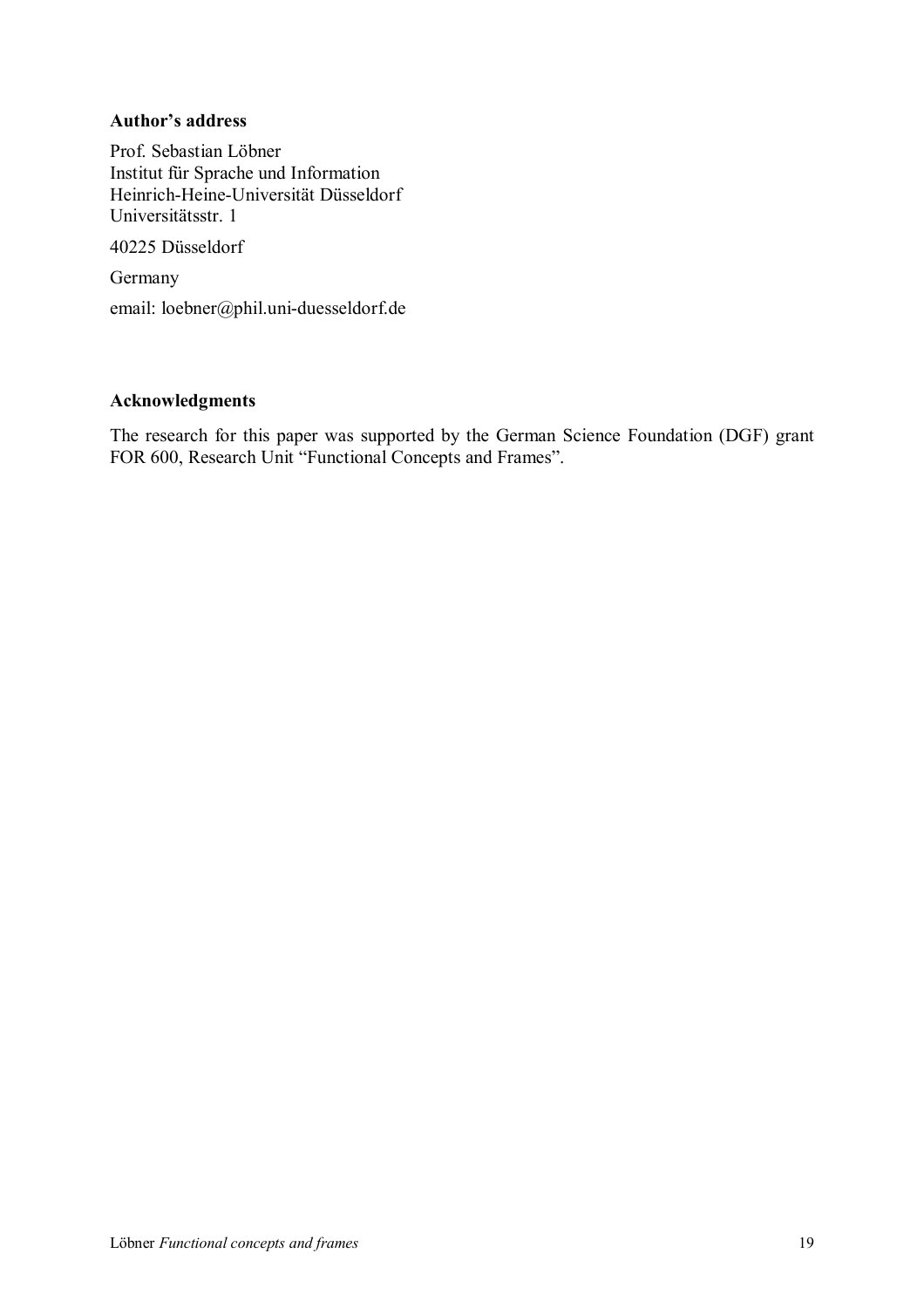**Author's address**

Prof. Sebastian Löbner
Institut für Sprache und Information
Heinrich-Heine-Universität Düsseldorf
Universitätsstr. 1

40225 Düsseldorf

Germany

email: loebner@phil.uni-duesseldorf.de

**Acknowledgments**

The research for this paper was supported by the German Science Foundation (DGF) grant FOR 600, Research Unit "Functional Concepts and Frames".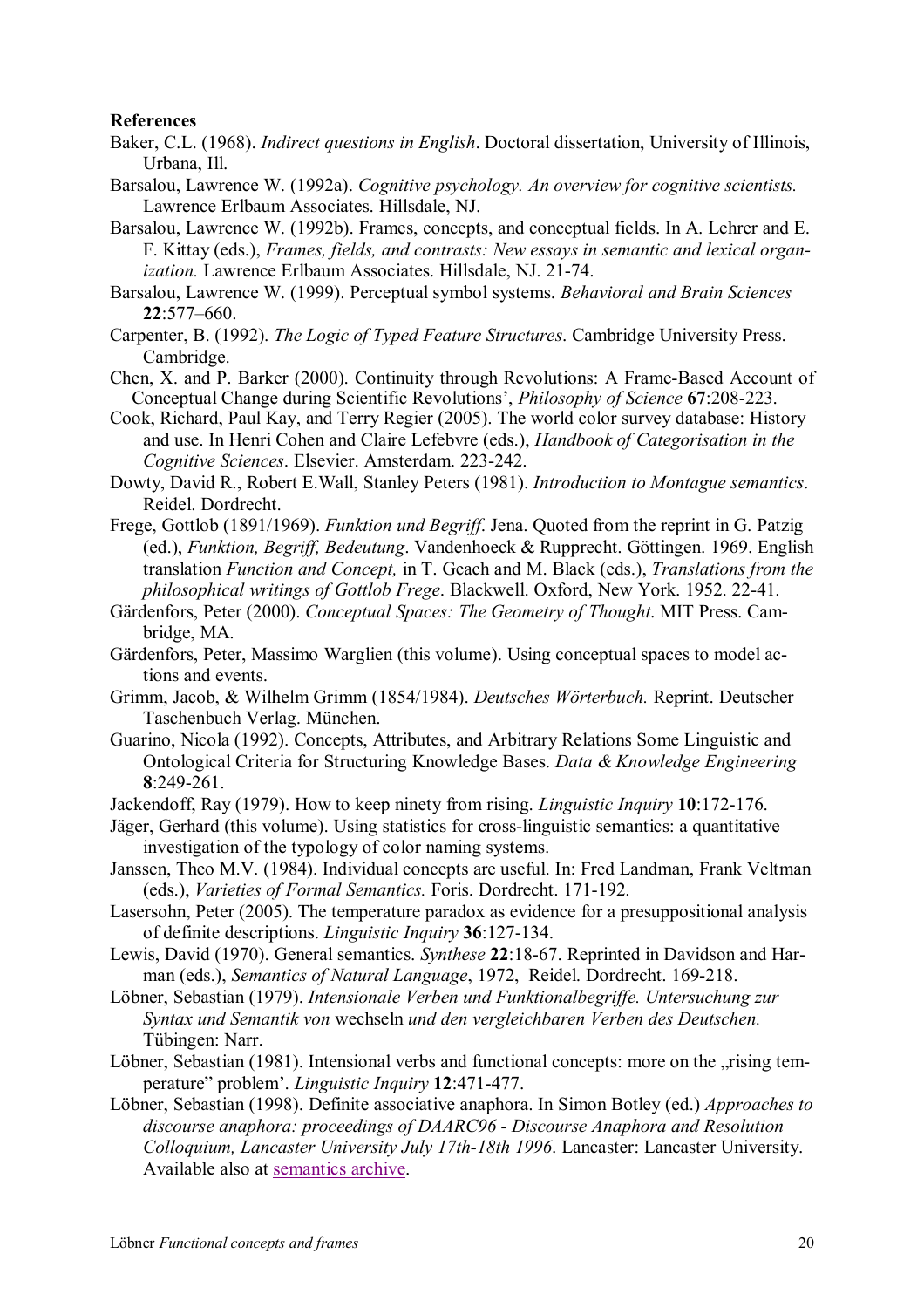**References**

Baker, C.L. (1968). *Indirect questions in English*. Doctoral dissertation, University of Illinois, Urbana, Ill.

Barsalou, Lawrence W. (1992a). *Cognitive psychology. An overview for cognitive scientists.* Lawrence Erlbaum Associates. Hillsdale, NJ.

Barsalou, Lawrence W. (1992b). Frames, concepts, and conceptual fields. In A. Lehrer and E. F. Kittay (eds.), *Frames, fields, and contrasts: New essays in semantic and lexical organization.* Lawrence Erlbaum Associates. Hillsdale, NJ. 21-74.

Barsalou, Lawrence W. (1999). Perceptual symbol systems. *Behavioral and Brain Sciences* **22**:577–660.

Carpenter, B. (1992). *The Logic of Typed Feature Structures*. Cambridge University Press. Cambridge.

Chen, X. and P. Barker (2000). Continuity through Revolutions: A Frame-Based Account of Conceptual Change during Scientific Revolutions', *Philosophy of Science* **67**:208-223.

Cook, Richard, Paul Kay, and Terry Regier (2005). The world color survey database: History and use. In Henri Cohen and Claire Lefebvre (eds.), *Handbook of Categorisation in the Cognitive Sciences*. Elsevier. Amsterdam. 223-242.

Dowty, David R., Robert E.Wall, Stanley Peters (1981). *Introduction to Montague semantics*. Reidel. Dordrecht.

Frege, Gottlob (1891/1969). *Funktion und Begriff*. Jena. Quoted from the reprint in G. Patzig (ed.), *Funktion, Begriff, Bedeutung*. Vandenhoeck & Rupprecht. Göttingen. 1969. English translation *Function and Concept,* in T. Geach and M. Black (eds.), *Translations from the philosophical writings of Gottlob Frege*. Blackwell. Oxford, New York. 1952. 22-41.

Gärdenfors, Peter (2000). *Conceptual Spaces: The Geometry of Thought*. MIT Press. Cambridge, MA.

Gärdenfors, Peter, Massimo Warglien (this volume). Using conceptual spaces to model actions and events.

Grimm, Jacob, & Wilhelm Grimm (1854/1984). *Deutsches Wörterbuch.* Reprint. Deutscher Taschenbuch Verlag. München.

Guarino, Nicola (1992). Concepts, Attributes, and Arbitrary Relations Some Linguistic and Ontological Criteria for Structuring Knowledge Bases. *Data & Knowledge Engineering* **8**:249-261.

Jackendoff, Ray (1979). How to keep ninety from rising. *Linguistic Inquiry* **10**:172-176.

Jäger, Gerhard (this volume). Using statistics for cross-linguistic semantics: a quantitative investigation of the typology of color naming systems.

Janssen, Theo M.V. (1984). Individual concepts are useful. In: Fred Landman, Frank Veltman (eds.), *Varieties of Formal Semantics.* Foris. Dordrecht. 171-192.

Lasersohn, Peter (2005). The temperature paradox as evidence for a presuppositional analysis of definite descriptions. *Linguistic Inquiry* **36**:127-134.

Lewis, David (1970). General semantics. *Synthese* **22**:18-67. Reprinted in Davidson and Harman (eds.), *Semantics of Natural Language*, 1972, Reidel. Dordrecht. 169-218.

Löbner, Sebastian (1979). *Intensionale Verben und Funktionalbegriffe. Untersuchung zur Syntax und Semantik von* wechseln *und den vergleichbaren Verben des Deutschen.* Tübingen: Narr.

Löbner, Sebastian (1981). Intensional verbs and functional concepts: more on the „rising temperature" problem'. *Linguistic Inquiry* **12**:471-477.

Löbner, Sebastian (1998). Definite associative anaphora. In Simon Botley (ed.) *Approaches to discourse anaphora: proceedings of DAARC96 - Discourse Anaphora and Resolution Colloquium, Lancaster University July 17th-18th 1996*. Lancaster: Lancaster University. Available also at semantics archive.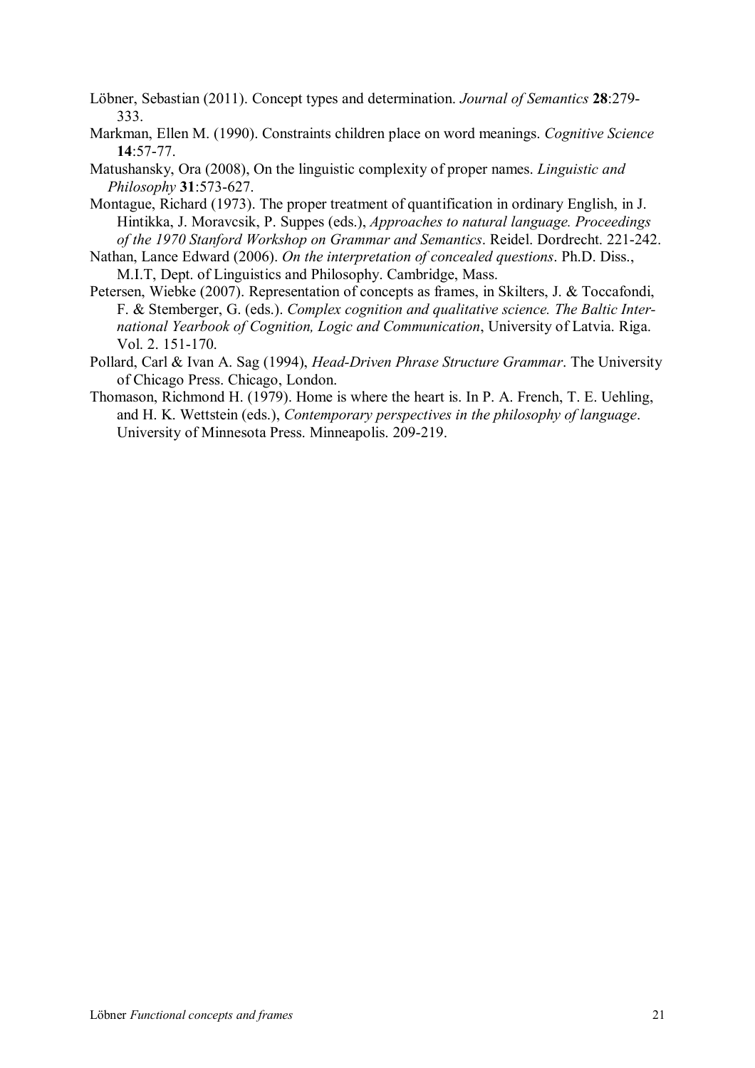Löbner, Sebastian (2011). Concept types and determination. *Journal of Semantics* **28**:279-333.

Markman, Ellen M. (1990). Constraints children place on word meanings. *Cognitive Science* **14**:57-77.

Matushansky, Ora (2008), On the linguistic complexity of proper names. *Linguistic and Philosophy* **31**:573-627.

Montague, Richard (1973). The proper treatment of quantification in ordinary English, in J. Hintikka, J. Moravcsik, P. Suppes (eds.), *Approaches to natural language. Proceedings of the 1970 Stanford Workshop on Grammar and Semantics*. Reidel. Dordrecht. 221-242.

Nathan, Lance Edward (2006). *On the interpretation of concealed questions*. Ph.D. Diss., M.I.T, Dept. of Linguistics and Philosophy. Cambridge, Mass.

Petersen, Wiebke (2007). Representation of concepts as frames, in Skilters, J. & Toccafondi, F. & Stemberger, G. (eds.). *Complex cognition and qualitative science. The Baltic International Yearbook of Cognition, Logic and Communication*, University of Latvia. Riga. Vol. 2. 151-170.

Pollard, Carl & Ivan A. Sag (1994), *Head-Driven Phrase Structure Grammar*. The University of Chicago Press. Chicago, London.

Thomason, Richmond H. (1979). Home is where the heart is. In P. A. French, T. E. Uehling, and H. K. Wettstein (eds.), *Contemporary perspectives in the philosophy of language*. University of Minnesota Press. Minneapolis. 209-219.